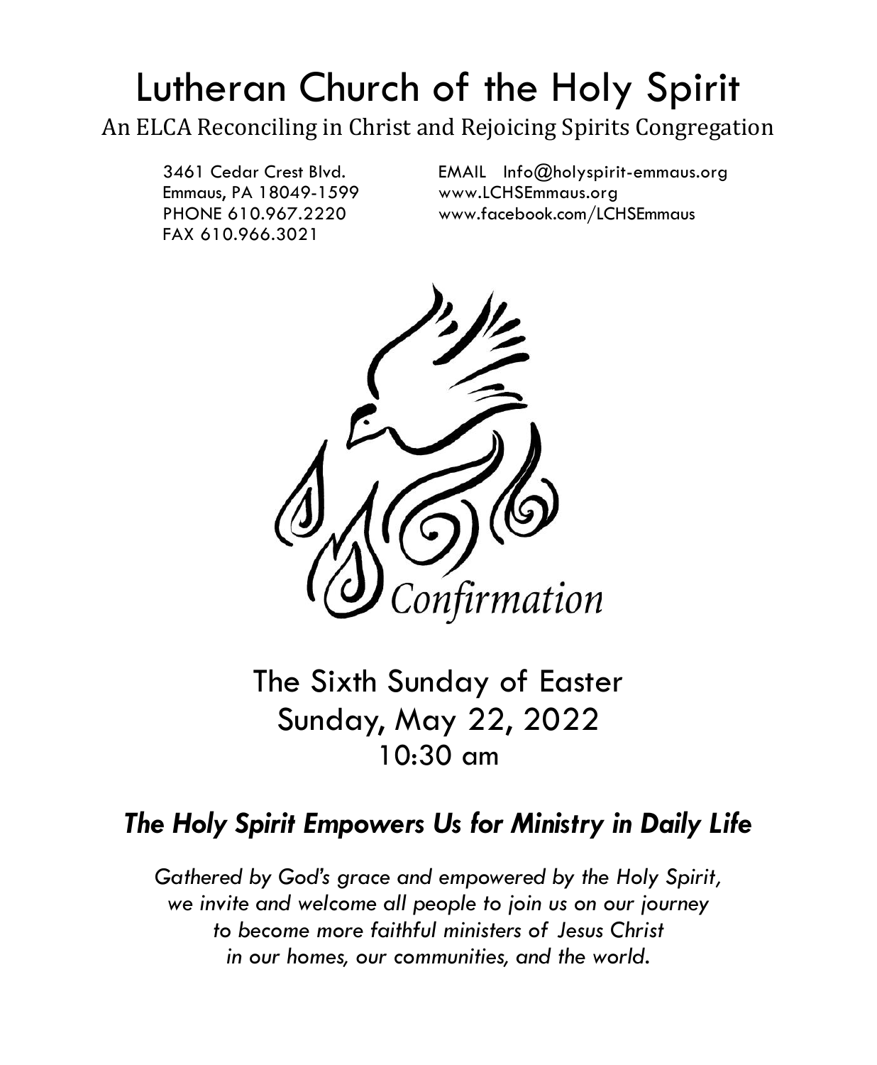# Lutheran Church of the Holy Spirit

An ELCA Reconciling in Christ and Rejoicing Spirits Congregation

3461 Cedar Crest Blvd.
Emmaus, PA 18049-1599
PHONE 610.967.2220
FAX 610.966.3021

EMAIL Info@holyspirit-emmaus.org
www.LCHSEmmaus.org
www.facebook.com/LCHSEmmaus

Confirmation

The Sixth Sunday of Easter
Sunday, May 22, 2022
10:30 am

## *The Holy Spirit Empowers Us for Ministry in Daily Life*

*Gathered by God's grace and empowered by the Holy Spirit,*
*we invite and welcome all people to join us on our journey*
*to become more faithful ministers of Jesus Christ*
*in our homes, our communities, and the world.*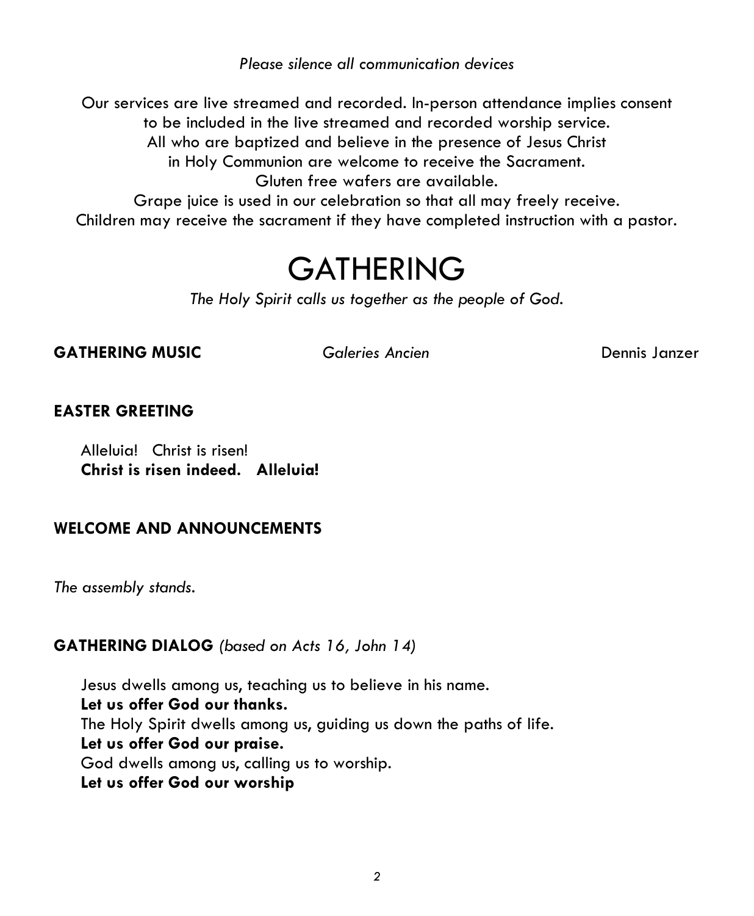*Please silence all communication devices*

Our services are live streamed and recorded. In-person attendance implies consent to be included in the live streamed and recorded worship service.
All who are baptized and believe in the presence of Jesus Christ in Holy Communion are welcome to receive the Sacrament.
Gluten free wafers are available.
Grape juice is used in our celebration so that all may freely receive.
Children may receive the sacrament if they have completed instruction with a pastor.

# GATHERING

*The Holy Spirit calls us together as the people of God.*

**GATHERING MUSIC** *Galeries Ancien* Dennis Janzer

**EASTER GREETING**

Alleluia! Christ is risen!
**Christ is risen indeed. Alleluia!**

**WELCOME AND ANNOUNCEMENTS**

*The assembly stands.*

**GATHERING DIALOG** *(based on Acts 16, John 14)*

Jesus dwells among us, teaching us to believe in his name.
**Let us offer God our thanks.**
The Holy Spirit dwells among us, guiding us down the paths of life.
**Let us offer God our praise.**
God dwells among us, calling us to worship.
**Let us offer God our worship**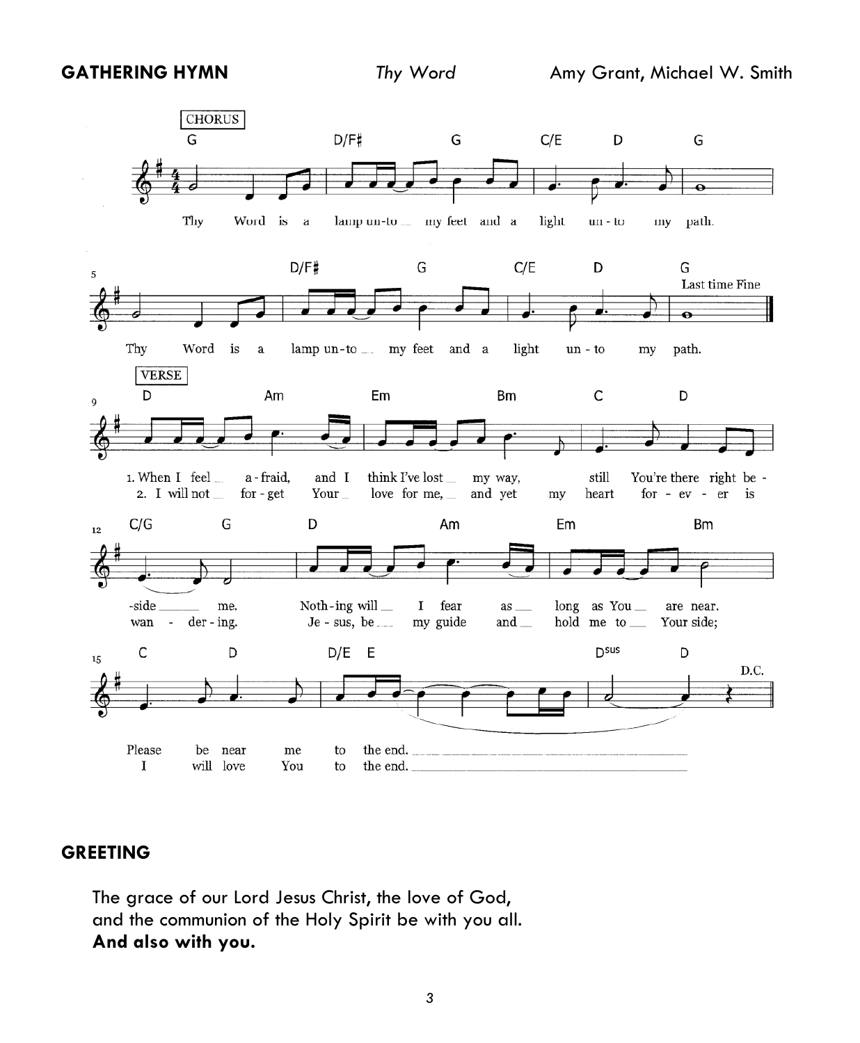**GATHERING HYMN** *Thy Word* Amy Grant, Michael W. Smith

CHORUS

Thy Word is a lamp unto my feet and a light unto my path.
Thy Word is a lamp unto my feet and a light unto my path.

Last time Fine

VERSE

1. When I feel afraid, and I think I've lost my way, still You're there right beside me. Nothing will I fear as long as You are near. Please be near me to the end.

2. I will not forget Your love for me, and yet my heart forever is wandering. Jesus, be my guide and hold me to Your side; I will love You to the end.

D.C.

**GREETING**

The grace of our Lord Jesus Christ, the love of God,
and the communion of the Holy Spirit be with you all.
**And also with you.**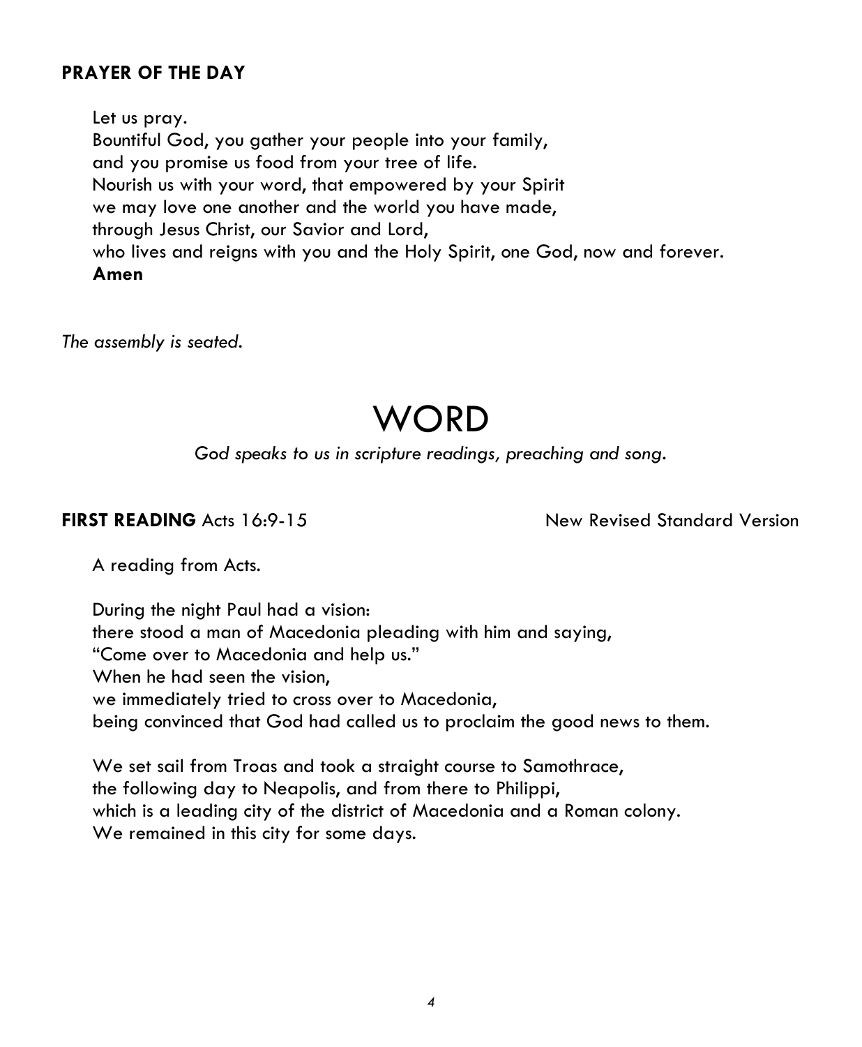**PRAYER OF THE DAY**

Let us pray.
Bountiful God, you gather your people into your family,
and you promise us food from your tree of life.
Nourish us with your word, that empowered by your Spirit
we may love one another and the world you have made,
through Jesus Christ, our Savior and Lord,
who lives and reigns with you and the Holy Spirit, one God, now and forever.
**Amen**

*The assembly is seated.*

# WORD

*God speaks to us in scripture readings, preaching and song.*

**FIRST READING** Acts 16:9-15 New Revised Standard Version

A reading from Acts.

During the night Paul had a vision:
there stood a man of Macedonia pleading with him and saying,
"Come over to Macedonia and help us."
When he had seen the vision,
we immediately tried to cross over to Macedonia,
being convinced that God had called us to proclaim the good news to them.

We set sail from Troas and took a straight course to Samothrace,
the following day to Neapolis, and from there to Philippi,
which is a leading city of the district of Macedonia and a Roman colony.
We remained in this city for some days.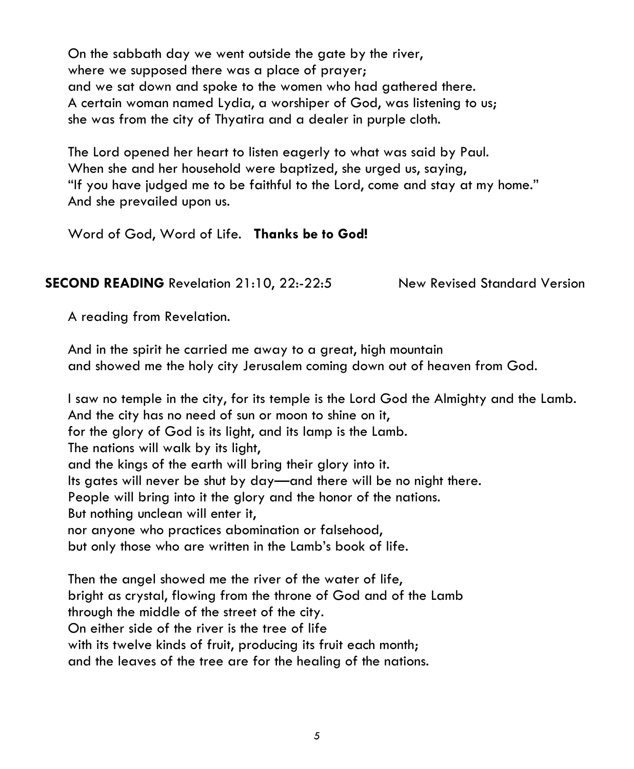On the sabbath day we went outside the gate by the river,
where we supposed there was a place of prayer;
and we sat down and spoke to the women who had gathered there.
A certain woman named Lydia, a worshiper of God, was listening to us;
she was from the city of Thyatira and a dealer in purple cloth.

The Lord opened her heart to listen eagerly to what was said by Paul.
When she and her household were baptized, she urged us, saying,
"If you have judged me to be faithful to the Lord, come and stay at my home."
And she prevailed upon us.

Word of God, Word of Life. **Thanks be to God!**

**SECOND READING** Revelation 21:10, 22:-22:5 New Revised Standard Version

A reading from Revelation.

And in the spirit he carried me away to a great, high mountain
and showed me the holy city Jerusalem coming down out of heaven from God.

I saw no temple in the city, for its temple is the Lord God the Almighty and the Lamb.
And the city has no need of sun or moon to shine on it,
for the glory of God is its light, and its lamp is the Lamb.
The nations will walk by its light,
and the kings of the earth will bring their glory into it.
Its gates will never be shut by day—and there will be no night there.
People will bring into it the glory and the honor of the nations.
But nothing unclean will enter it,
nor anyone who practices abomination or falsehood,
but only those who are written in the Lamb's book of life.

Then the angel showed me the river of the water of life,
bright as crystal, flowing from the throne of God and of the Lamb
through the middle of the street of the city.
On either side of the river is the tree of life
with its twelve kinds of fruit, producing its fruit each month;
and the leaves of the tree are for the healing of the nations.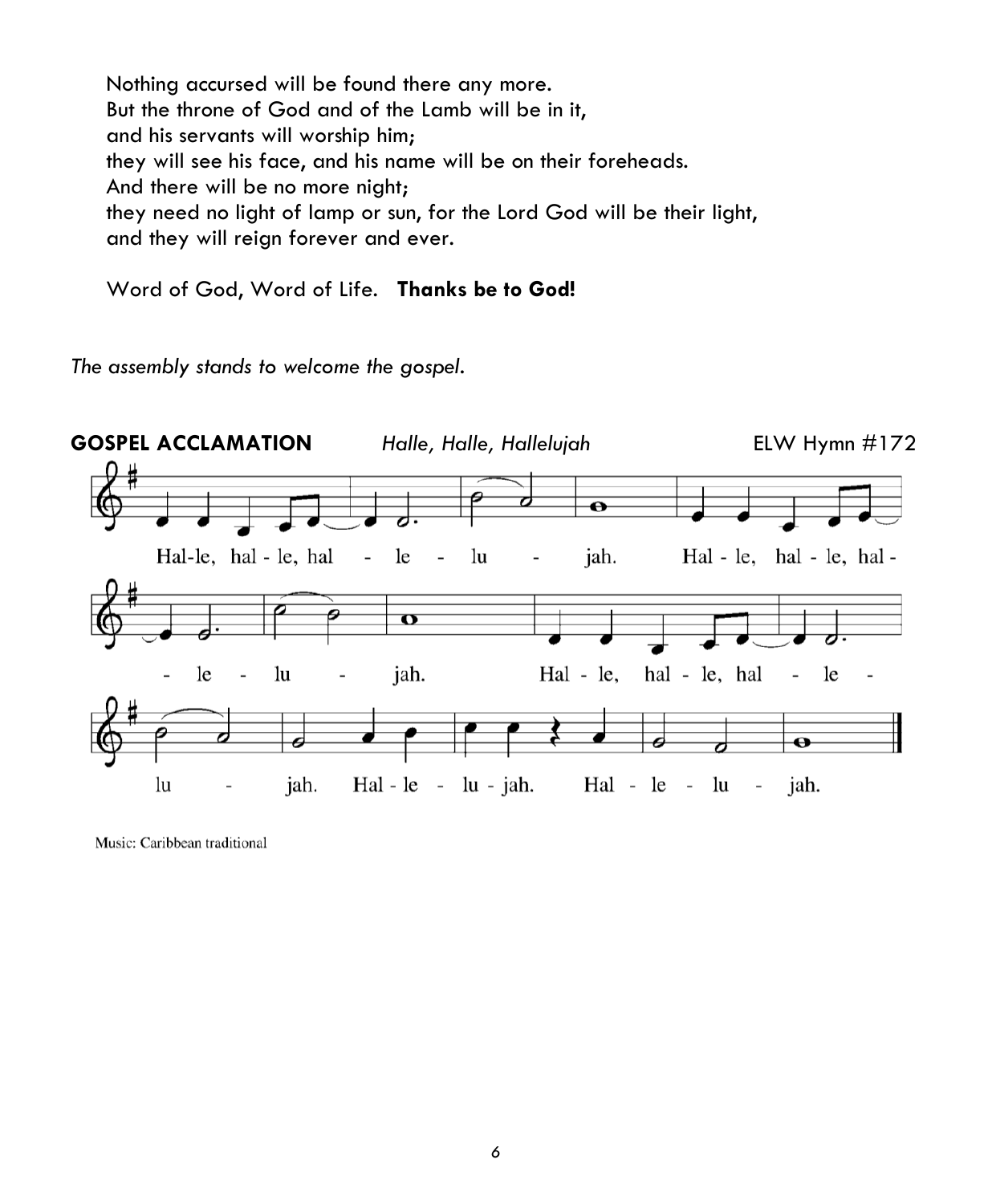Nothing accursed will be found there any more.
But the throne of God and of the Lamb will be in it,
and his servants will worship him;
they will see his face, and his name will be on their foreheads.
And there will be no more night;
they need no light of lamp or sun, for the Lord God will be their light,
and they will reign forever and ever.

Word of God, Word of Life. **Thanks be to God!**

*The assembly stands to welcome the gospel.*

**GOSPEL ACCLAMATION** *Halle, Halle, Hallelujah* ELW Hymn #172

Hal-le, hal - le, hal - le - lu - jah. Hal - le, hal - le, hal - le - lu - jah. Hal - le, hal - le, hal - le - lu - jah. Hal - le - lu - jah. Hal - le - lu - jah.

Music: Caribbean traditional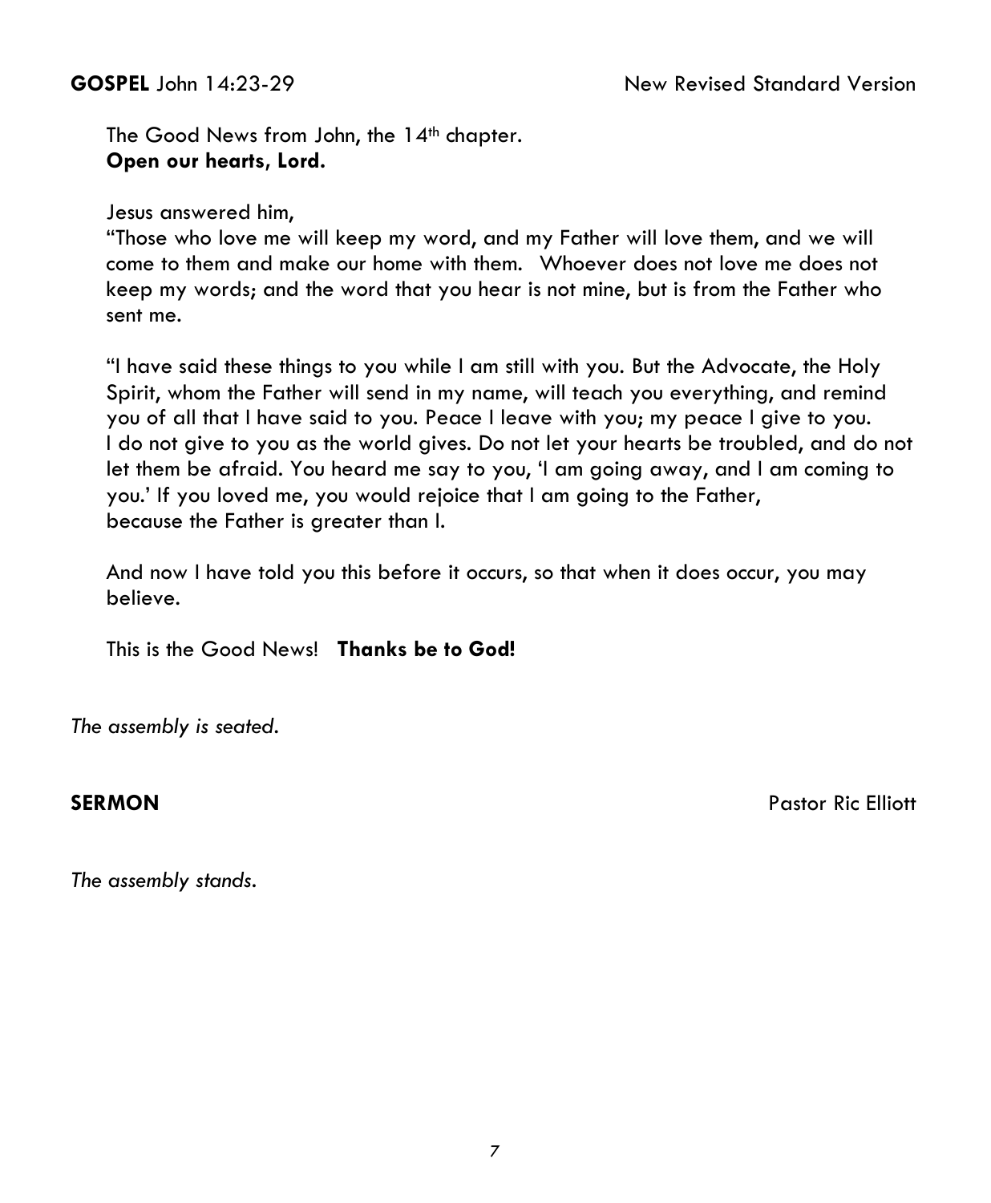**GOSPEL** John 14:23-29 New Revised Standard Version

The Good News from John, the 14th chapter.
**Open our hearts, Lord.**

Jesus answered him,
"Those who love me will keep my word, and my Father will love them, and we will come to them and make our home with them. Whoever does not love me does not keep my words; and the word that you hear is not mine, but is from the Father who sent me.

"I have said these things to you while I am still with you. But the Advocate, the Holy Spirit, whom the Father will send in my name, will teach you everything, and remind you of all that I have said to you. Peace I leave with you; my peace I give to you. I do not give to you as the world gives. Do not let your hearts be troubled, and do not let them be afraid. You heard me say to you, 'I am going away, and I am coming to you.' If you loved me, you would rejoice that I am going to the Father, because the Father is greater than I.

And now I have told you this before it occurs, so that when it does occur, you may believe.

This is the Good News! **Thanks be to God!**

*The assembly is seated.*

**SERMON** Pastor Ric Elliott

*The assembly stands.*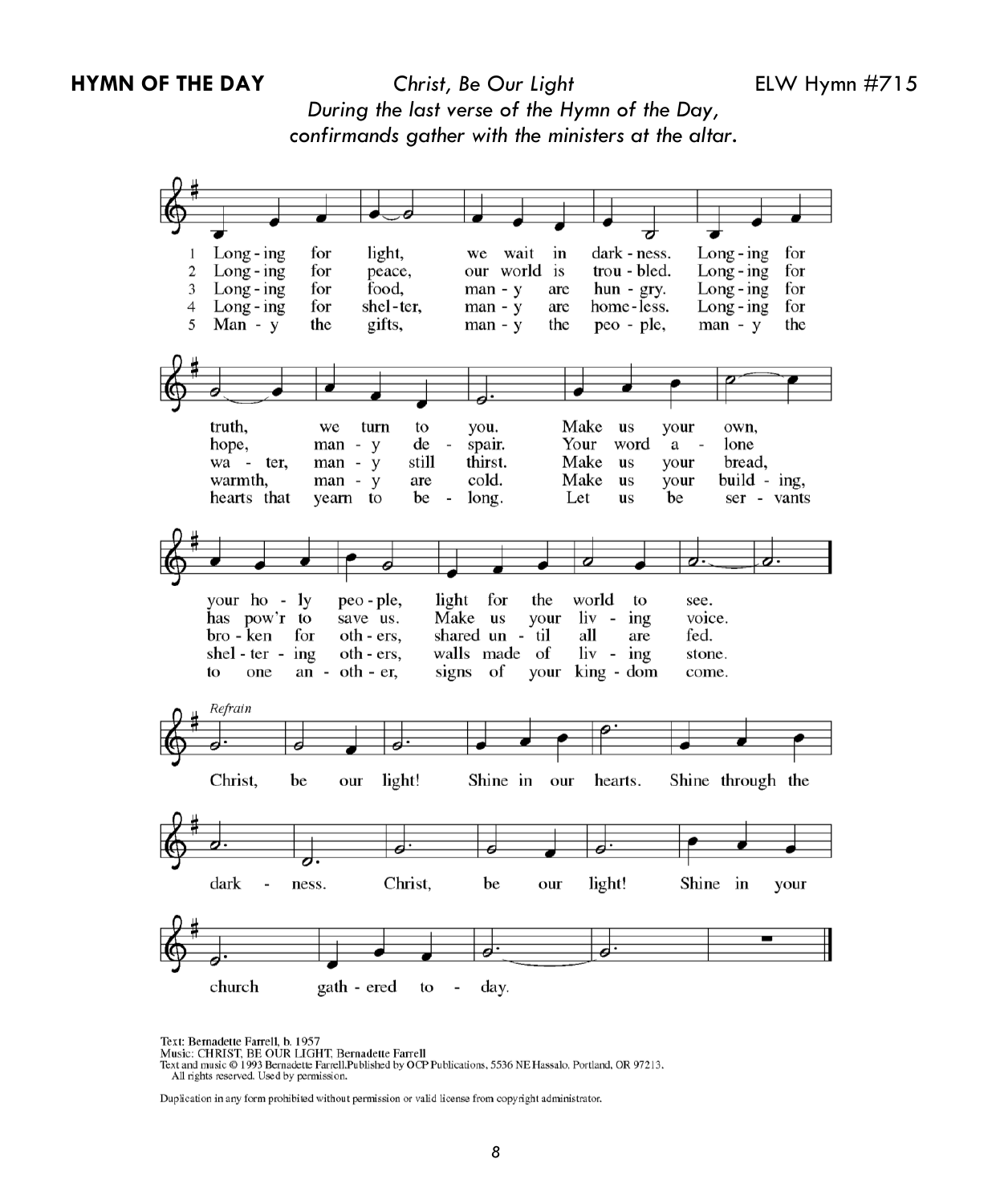**HYMN OF THE DAY** *Christ, Be Our Light* ELW Hymn #715

*During the last verse of the Hymn of the Day, confirmands gather with the ministers at the altar.*

1 Long-ing for light, we wait in dark-ness. Long-ing for truth, we turn to you. Make us your own, your ho-ly peo-ple, light for the world to see.

2 Long-ing for peace, our world is trou-bled. Long-ing for hope, man-y de-spair. Your word a-lone has pow'r to save us. Make us your liv-ing voice.

3 Long-ing for food, man-y are hun-gry. Long-ing for wa-ter, man-y still thirst. Make us your bread, bro-ken for oth-ers, shared un-til all are fed.

4 Long-ing for shel-ter, man-y are home-less. Long-ing for warmth, man-y are cold. Make us your build-ing, shel-ter-ing oth-ers, walls made of liv-ing stone.

5 Man-y the gifts, man-y the peo-ple, man-y the hearts that yearn to be-long. Let us be ser-vants to one an-oth-er, signs of your king-dom come.

*Refrain*

Christ, be our light! Shine in our hearts. Shine through the dark-ness. Christ, be our light! Shine in your church gath-ered to-day.

Text: Bernadette Farrell, b. 1957
Music: CHRIST, BE OUR LIGHT, Bernadette Farrell
Text and music © 1993 Bernadette Farrell.Published by OCP Publications, 5536 NE Hassalo, Portland, OR 97213.
All rights reserved. Used by permission.

Duplication in any form prohibited without permission or valid license from copyright administrator.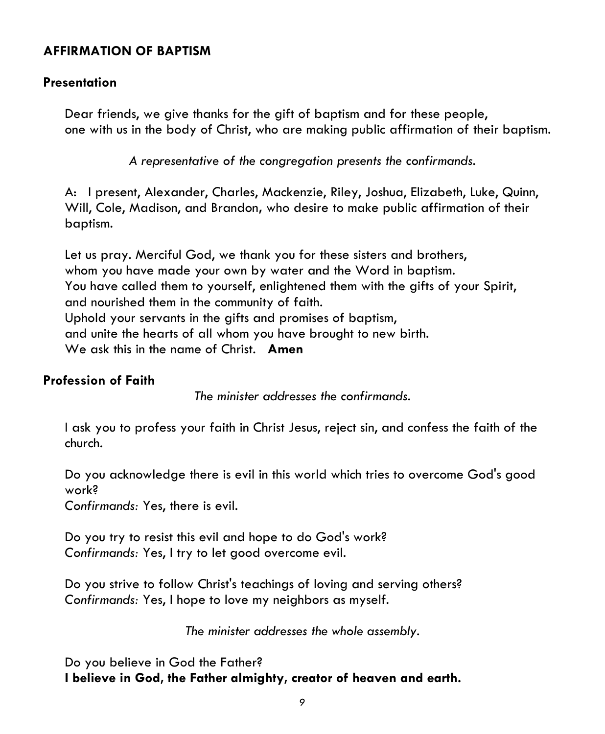## AFFIRMATION OF BAPTISM

### Presentation

Dear friends, we give thanks for the gift of baptism and for these people,
one with us in the body of Christ, who are making public affirmation of their baptism.

*A representative of the congregation presents the confirmands.*

A: I present, Alexander, Charles, Mackenzie, Riley, Joshua, Elizabeth, Luke, Quinn, Will, Cole, Madison, and Brandon, who desire to make public affirmation of their baptism.

Let us pray. Merciful God, we thank you for these sisters and brothers,
whom you have made your own by water and the Word in baptism.
You have called them to yourself, enlightened them with the gifts of your Spirit,
and nourished them in the community of faith.
Uphold your servants in the gifts and promises of baptism,
and unite the hearts of all whom you have brought to new birth.
We ask this in the name of Christ. **Amen**

### Profession of Faith

*The minister addresses the confirmands.*

I ask you to profess your faith in Christ Jesus, reject sin, and confess the faith of the church.

Do you acknowledge there is evil in this world which tries to overcome God's good work?
*Confirmands:* Yes, there is evil.

Do you try to resist this evil and hope to do God's work?
*Confirmands:* Yes, I try to let good overcome evil.

Do you strive to follow Christ's teachings of loving and serving others?
*Confirmands:* Yes, I hope to love my neighbors as myself.

*The minister addresses the whole assembly.*

Do you believe in God the Father?
**I believe in God, the Father almighty, creator of heaven and earth.**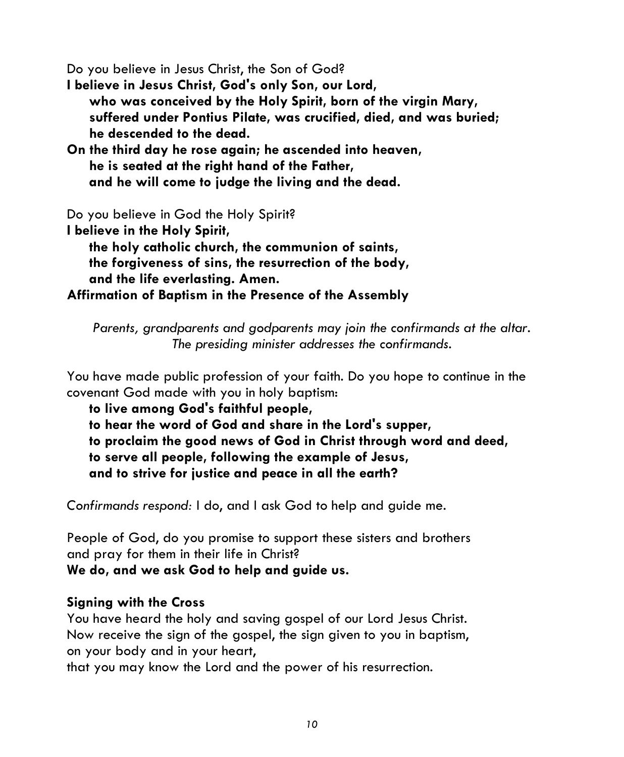Do you believe in Jesus Christ, the Son of God?

**I believe in Jesus Christ, God's only Son, our Lord,**
**who was conceived by the Holy Spirit, born of the virgin Mary,**
**suffered under Pontius Pilate, was crucified, died, and was buried;**
**he descended to the dead.**
**On the third day he rose again; he ascended into heaven,**
**he is seated at the right hand of the Father,**
**and he will come to judge the living and the dead.**

Do you believe in God the Holy Spirit?

**I believe in the Holy Spirit,**
**the holy catholic church, the communion of saints,**
**the forgiveness of sins, the resurrection of the body,**
**and the life everlasting. Amen.**

**Affirmation of Baptism in the Presence of the Assembly**

*Parents, grandparents and godparents may join the confirmands at the altar.*
*The presiding minister addresses the confirmands.*

You have made public profession of your faith. Do you hope to continue in the covenant God made with you in holy baptism:

**to live among God's faithful people,**
**to hear the word of God and share in the Lord's supper,**
**to proclaim the good news of God in Christ through word and deed,**
**to serve all people, following the example of Jesus,**
**and to strive for justice and peace in all the earth?**

*Confirmands respond:* I do, and I ask God to help and guide me.

People of God, do you promise to support these sisters and brothers
and pray for them in their life in Christ?

**We do, and we ask God to help and guide us.**

**Signing with the Cross**

You have heard the holy and saving gospel of our Lord Jesus Christ.
Now receive the sign of the gospel, the sign given to you in baptism,
on your body and in your heart,
that you may know the Lord and the power of his resurrection.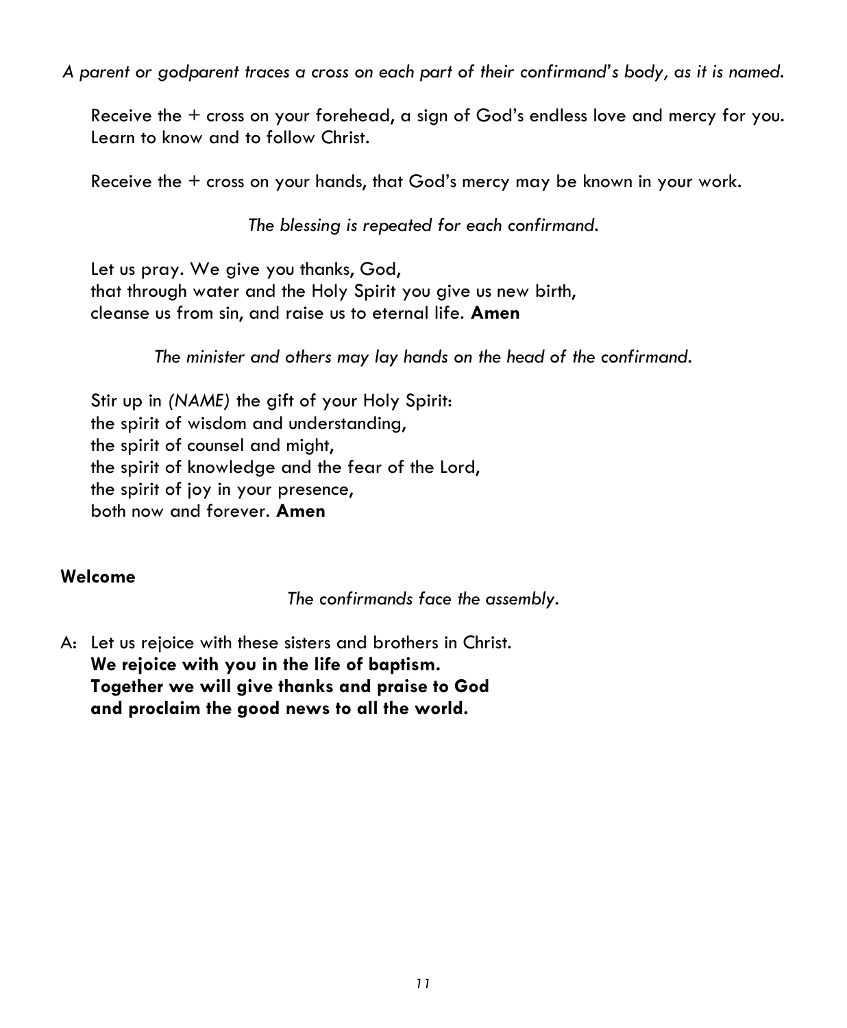*A parent or godparent traces a cross on each part of their confirmand's body, as it is named.*

Receive the + cross on your forehead, a sign of God's endless love and mercy for you. Learn to know and to follow Christ.

Receive the + cross on your hands, that God's mercy may be known in your work.

*The blessing is repeated for each confirmand.*

Let us pray. We give you thanks, God,
that through water and the Holy Spirit you give us new birth,
cleanse us from sin, and raise us to eternal life. **Amen**

*The minister and others may lay hands on the head of the confirmand.*

Stir up in *(NAME)* the gift of your Holy Spirit:
the spirit of wisdom and understanding,
the spirit of counsel and might,
the spirit of knowledge and the fear of the Lord,
the spirit of joy in your presence,
both now and forever. **Amen**

**Welcome**

*The confirmands face the assembly.*

A: Let us rejoice with these sisters and brothers in Christ.
**We rejoice with you in the life of baptism.**
**Together we will give thanks and praise to God**
**and proclaim the good news to all the world.**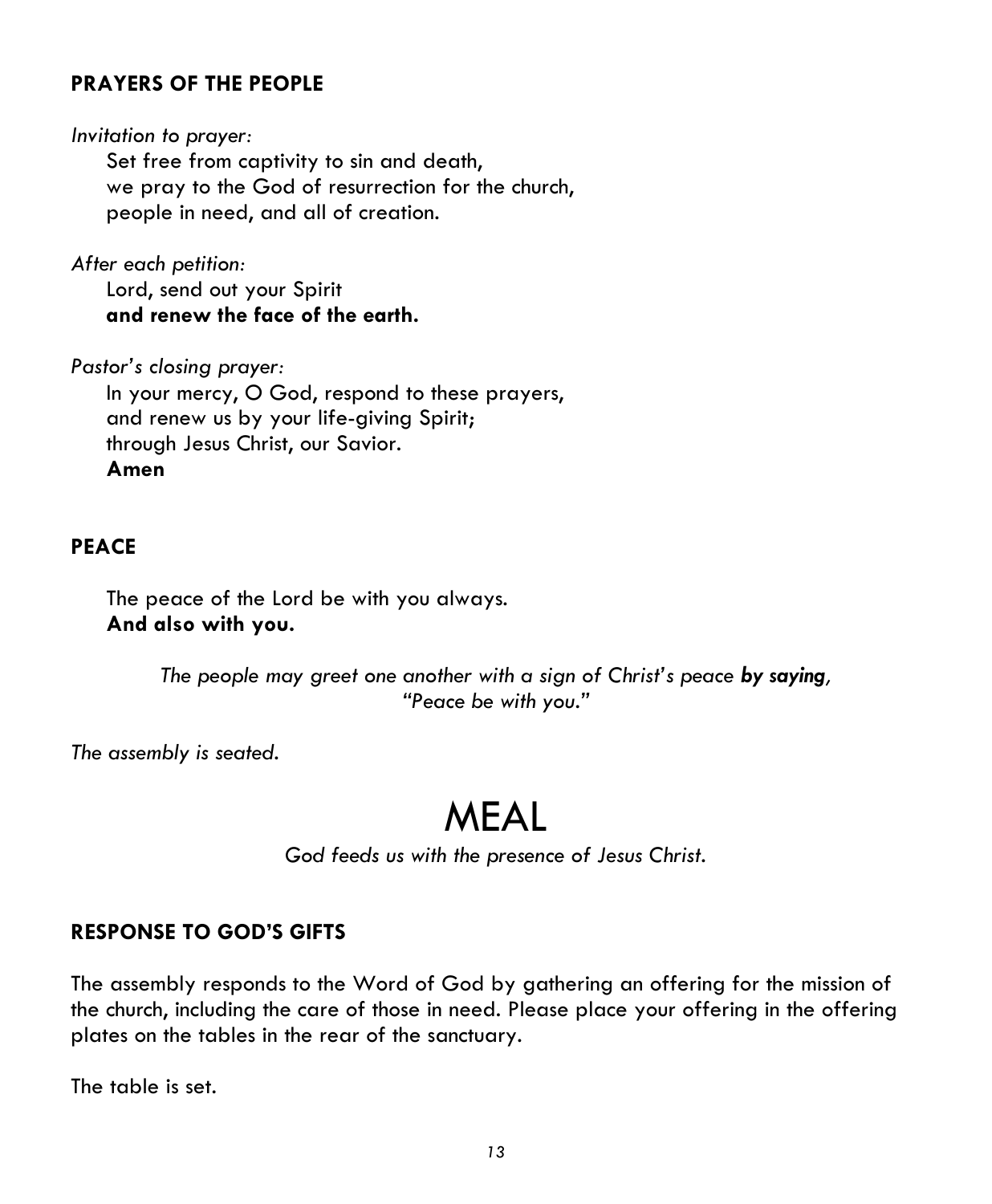## PRAYERS OF THE PEOPLE

*Invitation to prayer:*

Set free from captivity to sin and death,
we pray to the God of resurrection for the church,
people in need, and all of creation.

*After each petition:*

Lord, send out your Spirit
**and renew the face of the earth.**

*Pastor's closing prayer:*

In your mercy, O God, respond to these prayers,
and renew us by your life-giving Spirit;
through Jesus Christ, our Savior.
**Amen**

## PEACE

The peace of the Lord be with you always.
**And also with you.**

*The people may greet one another with a sign of Christ's peace* ***by saying****, "Peace be with you."*

*The assembly is seated.*

# MEAL

*God feeds us with the presence of Jesus Christ.*

## RESPONSE TO GOD'S GIFTS

The assembly responds to the Word of God by gathering an offering for the mission of the church, including the care of those in need. Please place your offering in the offering plates on the tables in the rear of the sanctuary.

The table is set.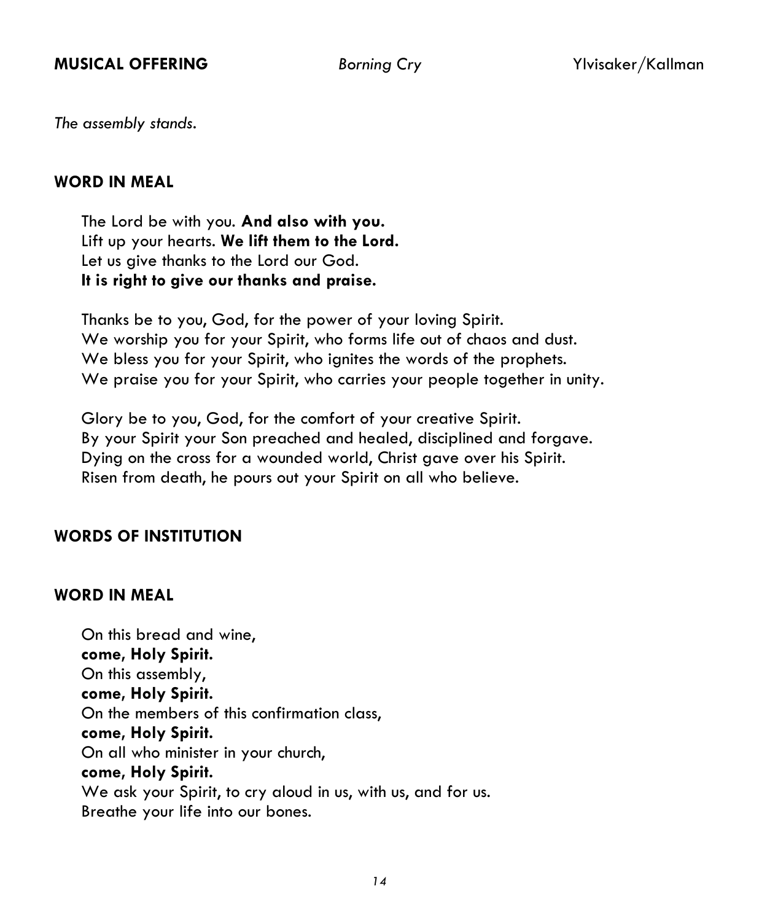**MUSICAL OFFERING** *Borning Cry* Ylvisaker/Kallman

*The assembly stands.*

**WORD IN MEAL**

The Lord be with you. **And also with you.**
Lift up your hearts. **We lift them to the Lord.**
Let us give thanks to the Lord our God.
**It is right to give our thanks and praise.**

Thanks be to you, God, for the power of your loving Spirit.
We worship you for your Spirit, who forms life out of chaos and dust.
We bless you for your Spirit, who ignites the words of the prophets.
We praise you for your Spirit, who carries your people together in unity.

Glory be to you, God, for the comfort of your creative Spirit.
By your Spirit your Son preached and healed, disciplined and forgave.
Dying on the cross for a wounded world, Christ gave over his Spirit.
Risen from death, he pours out your Spirit on all who believe.

**WORDS OF INSTITUTION**

**WORD IN MEAL**

On this bread and wine,
**come, Holy Spirit.**
On this assembly,
**come, Holy Spirit.**
On the members of this confirmation class,
**come, Holy Spirit.**
On all who minister in your church,
**come, Holy Spirit.**
We ask your Spirit, to cry aloud in us, with us, and for us.
Breathe your life into our bones.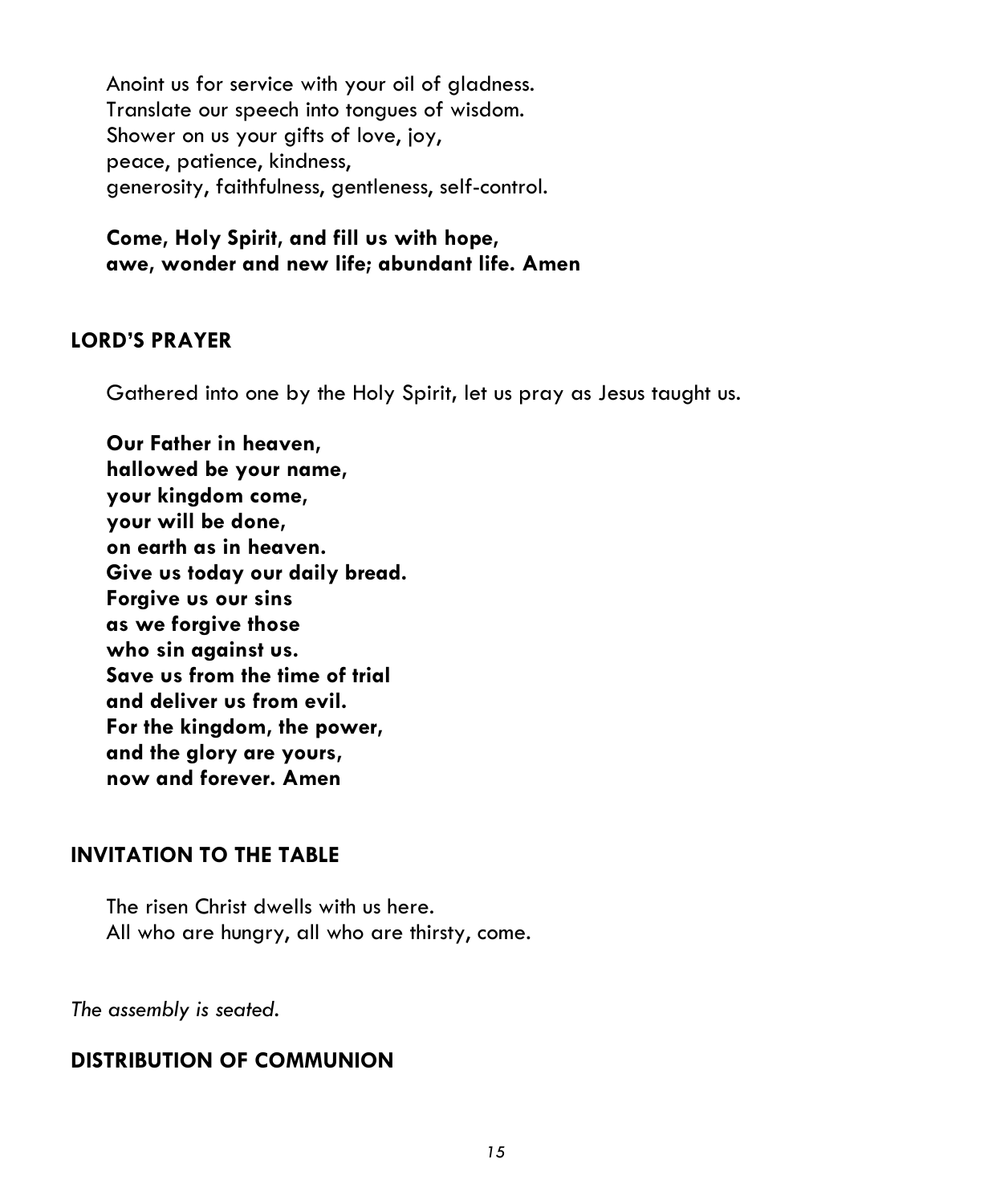Anoint us for service with your oil of gladness.
Translate our speech into tongues of wisdom.
Shower on us your gifts of love, joy,
peace, patience, kindness,
generosity, faithfulness, gentleness, self-control.

**Come, Holy Spirit, and fill us with hope,**
**awe, wonder and new life; abundant life. Amen**

## LORD'S PRAYER

Gathered into one by the Holy Spirit, let us pray as Jesus taught us.

**Our Father in heaven,**
**hallowed be your name,**
**your kingdom come,**
**your will be done,**
**on earth as in heaven.**
**Give us today our daily bread.**
**Forgive us our sins**
**as we forgive those**
**who sin against us.**
**Save us from the time of trial**
**and deliver us from evil.**
**For the kingdom, the power,**
**and the glory are yours,**
**now and forever. Amen**

## INVITATION TO THE TABLE

The risen Christ dwells with us here.
All who are hungry, all who are thirsty, come.

*The assembly is seated.*

## DISTRIBUTION OF COMMUNION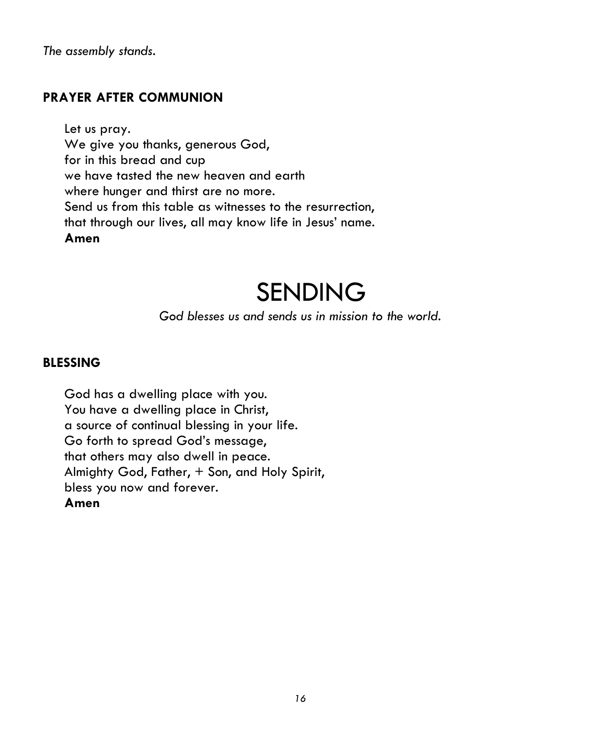*The assembly stands.*

## PRAYER AFTER COMMUNION

Let us pray.
We give you thanks, generous God,
for in this bread and cup
we have tasted the new heaven and earth
where hunger and thirst are no more.
Send us from this table as witnesses to the resurrection,
that through our lives, all may know life in Jesus' name.
**Amen**

# SENDING

*God blesses us and sends us in mission to the world.*

## BLESSING

God has a dwelling place with you.
You have a dwelling place in Christ,
a source of continual blessing in your life.
Go forth to spread God's message,
that others may also dwell in peace.
Almighty God, Father, + Son, and Holy Spirit,
bless you now and forever.
**Amen**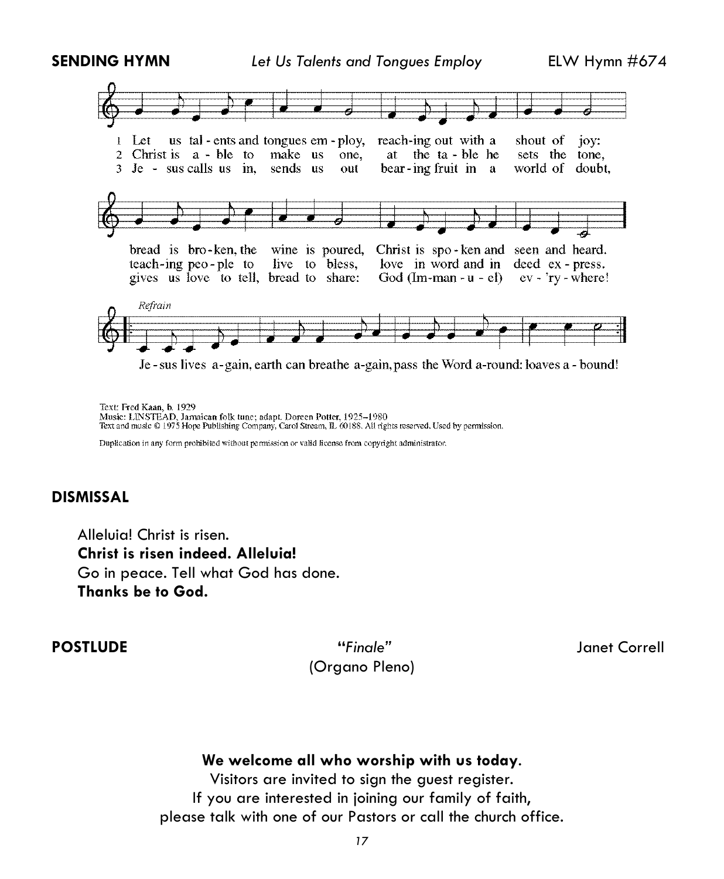**SENDING HYMN** *Let Us Talents and Tongues Employ* ELW Hymn #674

1 Let us talents and tongues employ, reaching out with a shout of joy:
bread is broken, the wine is poured, Christ is spoken and seen and heard.

2 Christ is able to make us one, at the table he sets the tone,
teaching people to live to bless, love in word and in deed express.

3 Jesus calls us in, sends us out bearing fruit in a world of doubt,
gives us love to tell, bread to share: God (Immanuel) ev'ry-where!

*Refrain*
Jesus lives again, earth can breathe again, pass the Word around: loaves abound!

Text: Fred Kaan, b. 1929
Music: LINSTEAD, Jamaican folk tune; adapt. Doreen Potter, 1925–1980
Text and music © 1975 Hope Publishing Company, Carol Stream, IL 60188. All rights reserved. Used by permission.

Duplication in any form prohibited without permission or valid license from copyright administrator.

## DISMISSAL

Alleluia! Christ is risen.
**Christ is risen indeed. Alleluia!**
Go in peace. Tell what God has done.
**Thanks be to God.**

**POSTLUDE** "*Finale*" (Organo Pleno) Janet Correll

**We welcome all who worship with us today.**
Visitors are invited to sign the guest register.
If you are interested in joining our family of faith,
please talk with one of our Pastors or call the church office.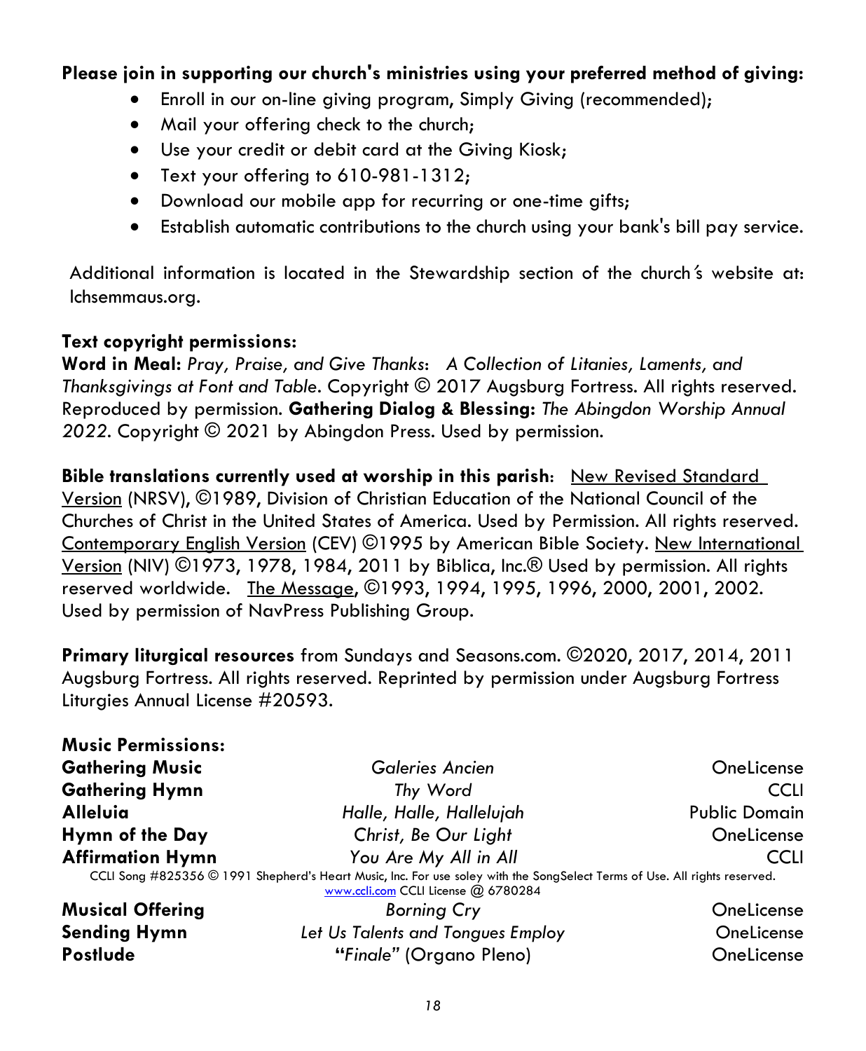**Please join in supporting our church's ministries using your preferred method of giving:**

- Enroll in our on-line giving program, Simply Giving (recommended);
- Mail your offering check to the church;
- Use your credit or debit card at the Giving Kiosk;
- Text your offering to 610-981-1312;
- Download our mobile app for recurring or one-time gifts;
- Establish automatic contributions to the church using your bank's bill pay service.

Additional information is located in the Stewardship section of the church's website at: lchsemmaus.org.

**Text copyright permissions:**
**Word in Meal:** *Pray, Praise, and Give Thanks*: *A Collection of Litanies, Laments, and Thanksgivings at Font and Table*. Copyright © 2017 Augsburg Fortress. All rights reserved. Reproduced by permission. **Gathering Dialog & Blessing:** *The Abingdon Worship Annual 2022*. Copyright © 2021 by Abingdon Press. Used by permission.

**Bible translations currently used at worship in this parish**: New Revised Standard Version (NRSV), ©1989, Division of Christian Education of the National Council of the Churches of Christ in the United States of America. Used by Permission. All rights reserved. Contemporary English Version (CEV) ©1995 by American Bible Society. New International Version (NIV) ©1973, 1978, 1984, 2011 by Biblica, Inc.® Used by permission. All rights reserved worldwide. The Message, ©1993, 1994, 1995, 1996, 2000, 2001, 2002. Used by permission of NavPress Publishing Group.

**Primary liturgical resources** from Sundays and Seasons.com. ©2020, 2017, 2014, 2011 Augsburg Fortress. All rights reserved. Reprinted by permission under Augsburg Fortress Liturgies Annual License #20593.

**Music Permissions:**

| | | |
|---|---|---|
| **Gathering Music** | *Galeries Ancien* | OneLicense |
| **Gathering Hymn** | *Thy Word* | CCLI |
| **Alleluia** | *Halle, Halle, Hallelujah* | Public Domain |
| **Hymn of the Day** | *Christ, Be Our Light* | OneLicense |
| **Affirmation Hymn** | *You Are My All in All* | CCLI |

CCLI Song #825356 © 1991 Shepherd's Heart Music, Inc. For use soley with the SongSelect Terms of Use. All rights reserved. www.ccli.com CCLI License @ 6780284

| | | |
|---|---|---|
| **Musical Offering** | *Borning Cry* | OneLicense |
| **Sending Hymn** | *Let Us Talents and Tongues Employ* | OneLicense |
| **Postlude** | "*Finale*" (Organo Pleno) | OneLicense |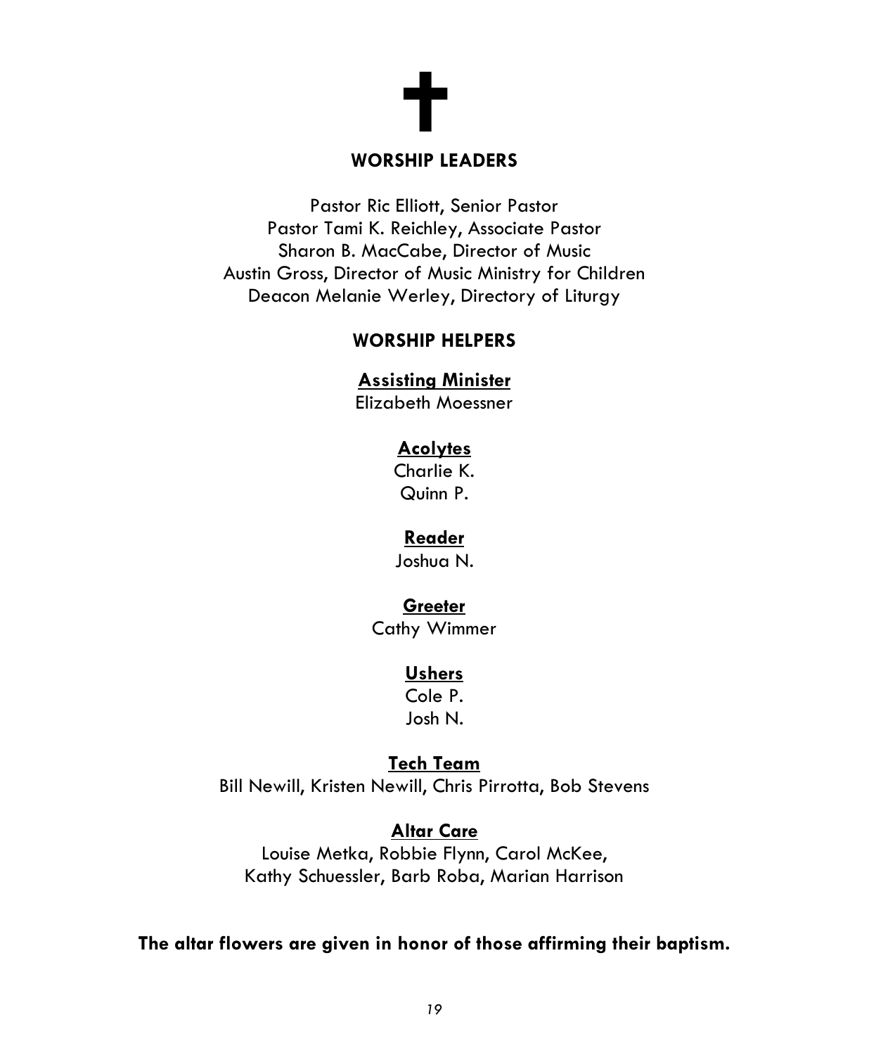✝

## WORSHIP LEADERS

Pastor Ric Elliott, Senior Pastor
Pastor Tami K. Reichley, Associate Pastor
Sharon B. MacCabe, Director of Music
Austin Gross, Director of Music Ministry for Children
Deacon Melanie Werley, Directory of Liturgy

## WORSHIP HELPERS

**Assisting Minister**
Elizabeth Moessner

**Acolytes**
Charlie K.
Quinn P.

**Reader**
Joshua N.

**Greeter**
Cathy Wimmer

**Ushers**
Cole P.
Josh N.

**Tech Team**
Bill Newill, Kristen Newill, Chris Pirrotta, Bob Stevens

**Altar Care**
Louise Metka, Robbie Flynn, Carol McKee,
Kathy Schuessler, Barb Roba, Marian Harrison

**The altar flowers are given in honor of those affirming their baptism.**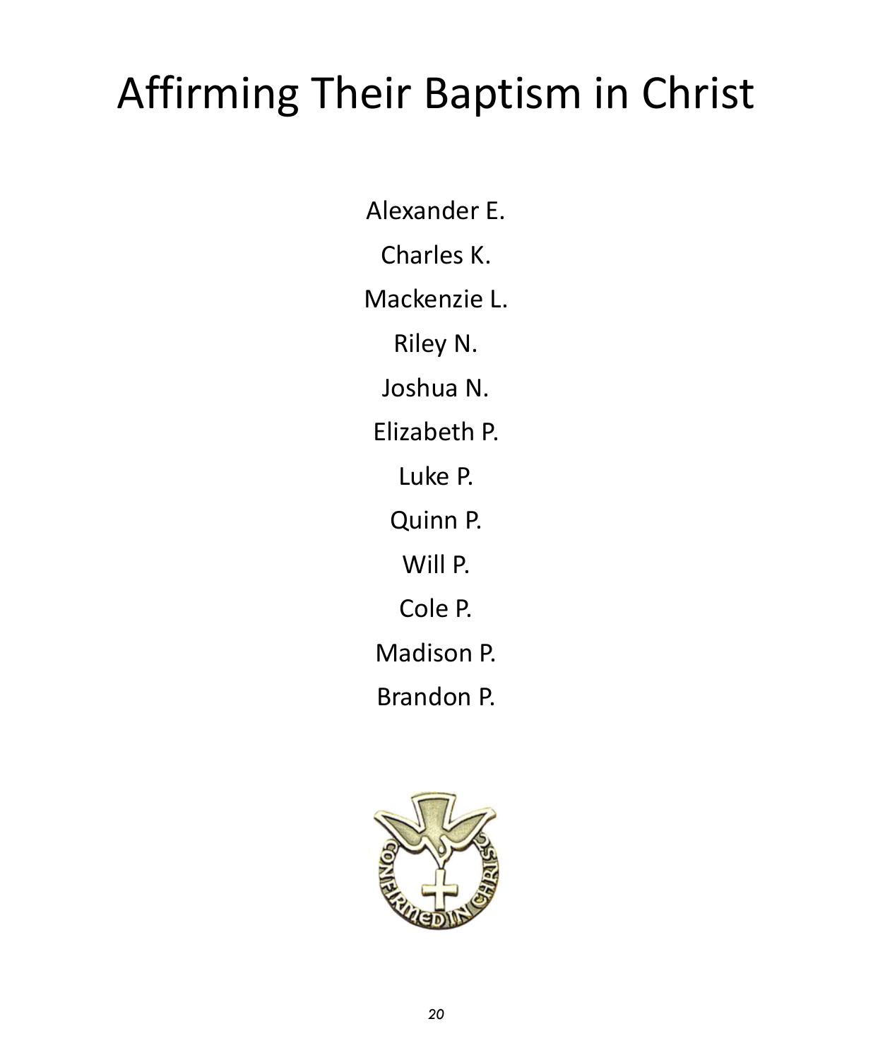# Affirming Their Baptism in Christ

Alexander E.

Charles K.

Mackenzie L.

Riley N.

Joshua N.

Elizabeth P.

Luke P.

Quinn P.

Will P.

Cole P.

Madison P.

Brandon P.